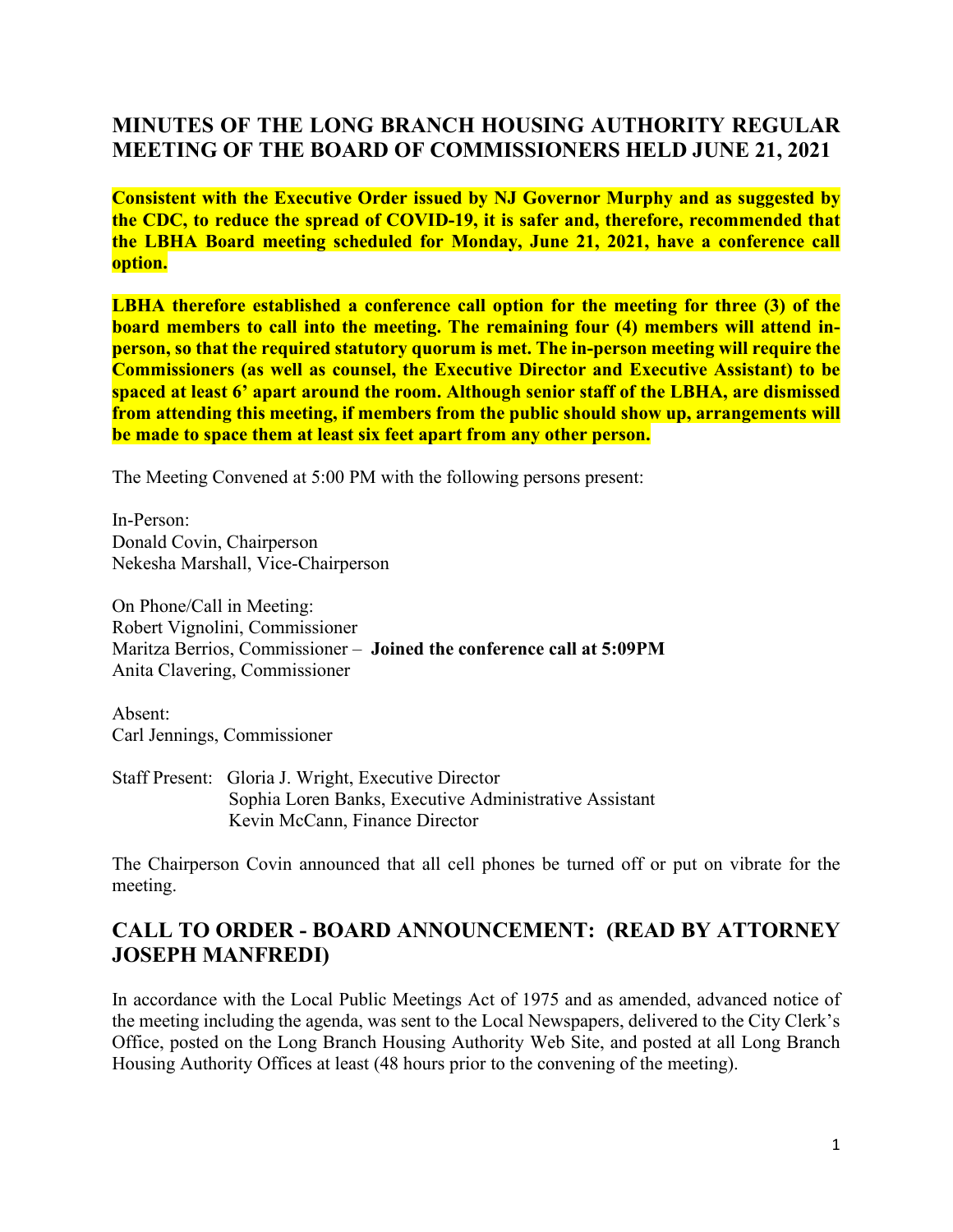## MINUTES OF THE LONG BRANCH HOUSING AUTHORITY REGULAR MEETING OF THE BOARD OF COMMISSIONERS HELD JUNE 21, 2021

**Consistent with the Executive Order issued by NJ Governor Murphy and as suggested by the CDC, to reduce the spread of COVID-19, it is safer and, therefore, recommended that the LBHA Board meeting scheduled for Monday, June 21, 2021, have a conference call option.**

**LBHA therefore established a conference call option for the meeting for three (3) of the board members to call into the meeting. The remaining four (4) members will attend in-person, so that the required statutory quorum is met. The in-person meeting will require the Commissioners (as well as counsel, the Executive Director and Executive Assistant) to be spaced at least 6' apart around the room. Although senior staff of the LBHA, are dismissed from attending this meeting, if members from the public should show up, arrangements will be made to space them at least six feet apart from any other person.**

The Meeting Convened at 5:00 PM with the following persons present:

In-Person:
Donald Covin, Chairperson
Nekesha Marshall, Vice-Chairperson

On Phone/Call in Meeting:
Robert Vignolini, Commissioner
Maritza Berrios, Commissioner – **Joined the conference call at 5:09PM**
Anita Clavering, Commissioner

Absent:
Carl Jennings, Commissioner

Staff Present: Gloria J. Wright, Executive Director
Sophia Loren Banks, Executive Administrative Assistant
Kevin McCann, Finance Director

The Chairperson Covin announced that all cell phones be turned off or put on vibrate for the meeting.

## CALL TO ORDER - BOARD ANNOUNCEMENT: (READ BY ATTORNEY JOSEPH MANFREDI)

In accordance with the Local Public Meetings Act of 1975 and as amended, advanced notice of the meeting including the agenda, was sent to the Local Newspapers, delivered to the City Clerk's Office, posted on the Long Branch Housing Authority Web Site, and posted at all Long Branch Housing Authority Offices at least (48 hours prior to the convening of the meeting).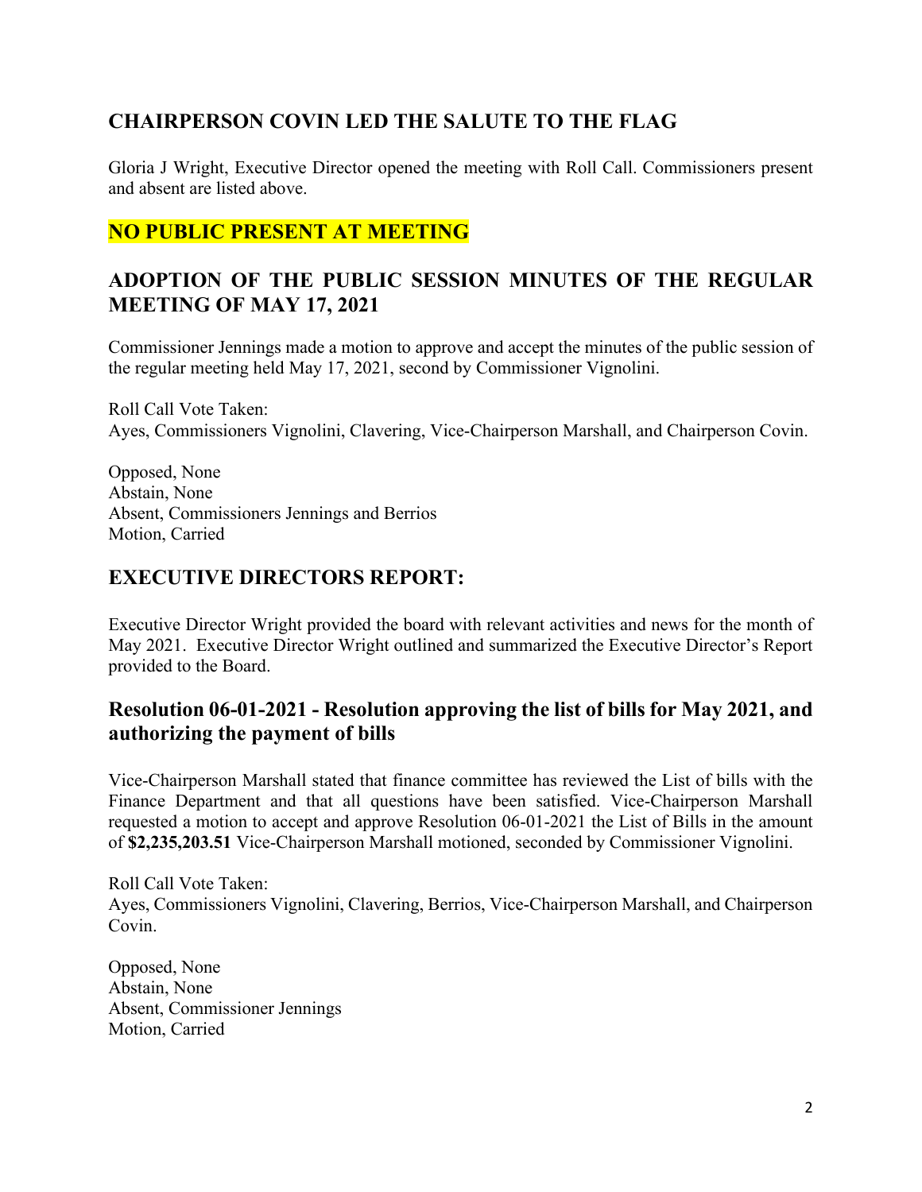## CHAIRPERSON COVIN LED THE SALUTE TO THE FLAG

Gloria J Wright, Executive Director opened the meeting with Roll Call. Commissioners present and absent are listed above.

## NO PUBLIC PRESENT AT MEETING

## ADOPTION OF THE PUBLIC SESSION MINUTES OF THE REGULAR MEETING OF MAY 17, 2021

Commissioner Jennings made a motion to approve and accept the minutes of the public session of the regular meeting held May 17, 2021, second by Commissioner Vignolini.

Roll Call Vote Taken:
Ayes, Commissioners Vignolini, Clavering, Vice-Chairperson Marshall, and Chairperson Covin.

Opposed, None
Abstain, None
Absent, Commissioners Jennings and Berrios
Motion, Carried

## EXECUTIVE DIRECTORS REPORT:

Executive Director Wright provided the board with relevant activities and news for the month of May 2021. Executive Director Wright outlined and summarized the Executive Director's Report provided to the Board.

### Resolution 06-01-2021 - Resolution approving the list of bills for May 2021, and authorizing the payment of bills

Vice-Chairperson Marshall stated that finance committee has reviewed the List of bills with the Finance Department and that all questions have been satisfied. Vice-Chairperson Marshall requested a motion to accept and approve Resolution 06-01-2021 the List of Bills in the amount of **$2,235,203.51** Vice-Chairperson Marshall motioned, seconded by Commissioner Vignolini.

Roll Call Vote Taken:
Ayes, Commissioners Vignolini, Clavering, Berrios, Vice-Chairperson Marshall, and Chairperson Covin.

Opposed, None
Abstain, None
Absent, Commissioner Jennings
Motion, Carried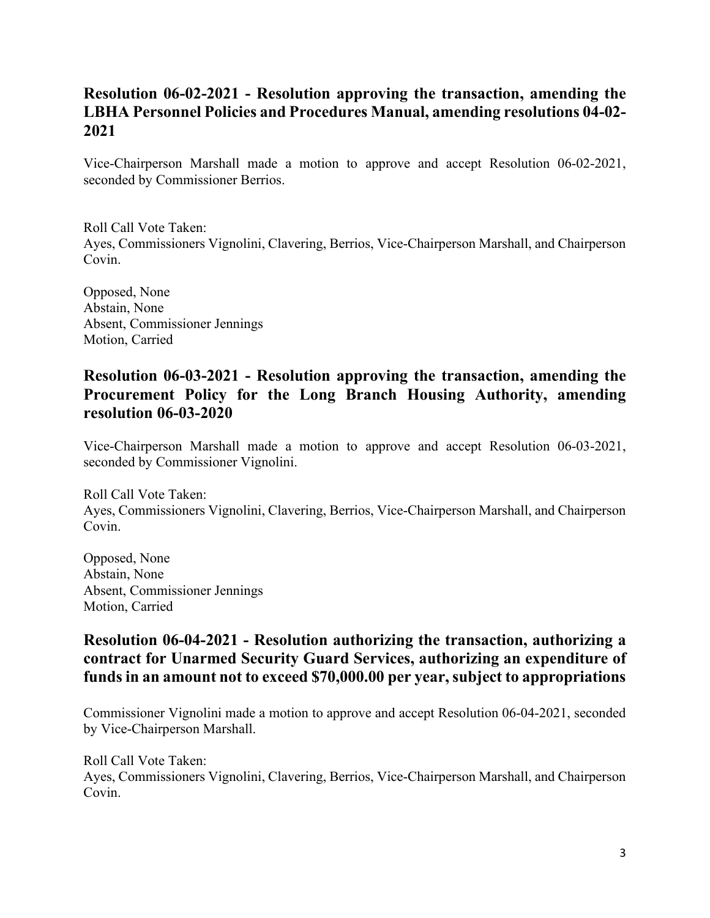## Resolution 06-02-2021 - Resolution approving the transaction, amending the LBHA Personnel Policies and Procedures Manual, amending resolutions 04-02-2021

Vice-Chairperson Marshall made a motion to approve and accept Resolution 06-02-2021, seconded by Commissioner Berrios.

Roll Call Vote Taken:
Ayes, Commissioners Vignolini, Clavering, Berrios, Vice-Chairperson Marshall, and Chairperson Covin.

Opposed, None
Abstain, None
Absent, Commissioner Jennings
Motion, Carried

## Resolution 06-03-2021 - Resolution approving the transaction, amending the Procurement Policy for the Long Branch Housing Authority, amending resolution 06-03-2020

Vice-Chairperson Marshall made a motion to approve and accept Resolution 06-03-2021, seconded by Commissioner Vignolini.

Roll Call Vote Taken:
Ayes, Commissioners Vignolini, Clavering, Berrios, Vice-Chairperson Marshall, and Chairperson Covin.

Opposed, None
Abstain, None
Absent, Commissioner Jennings
Motion, Carried

## Resolution 06-04-2021 - Resolution authorizing the transaction, authorizing a contract for Unarmed Security Guard Services, authorizing an expenditure of funds in an amount not to exceed $70,000.00 per year, subject to appropriations

Commissioner Vignolini made a motion to approve and accept Resolution 06-04-2021, seconded by Vice-Chairperson Marshall.

Roll Call Vote Taken:
Ayes, Commissioners Vignolini, Clavering, Berrios, Vice-Chairperson Marshall, and Chairperson Covin.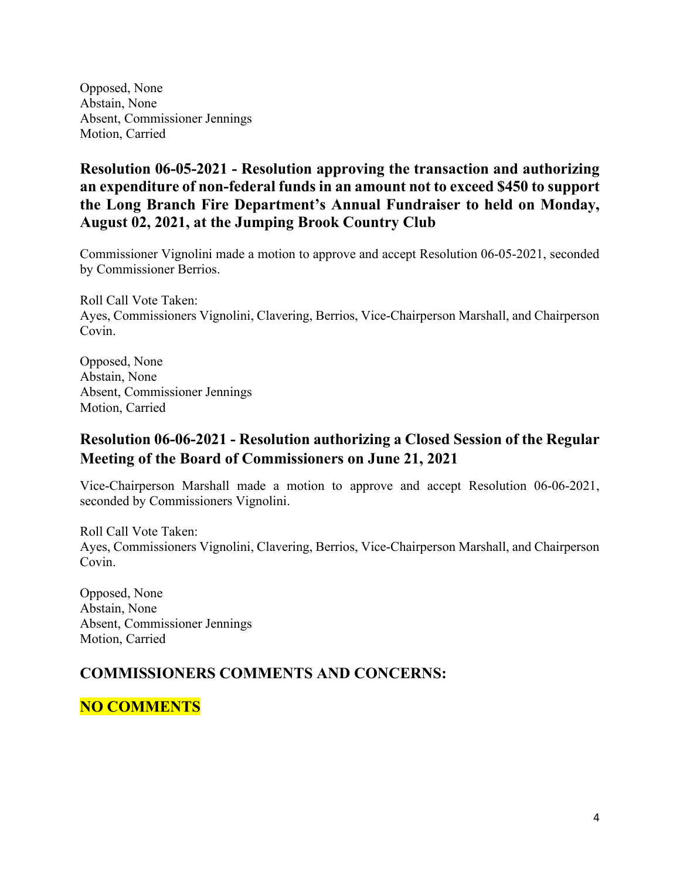Opposed, None
Abstain, None
Absent, Commissioner Jennings
Motion, Carried

### Resolution 06-05-2021 - Resolution approving the transaction and authorizing an expenditure of non-federal funds in an amount not to exceed $450 to support the Long Branch Fire Department's Annual Fundraiser to held on Monday, August 02, 2021, at the Jumping Brook Country Club

Commissioner Vignolini made a motion to approve and accept Resolution 06-05-2021, seconded by Commissioner Berrios.

Roll Call Vote Taken:
Ayes, Commissioners Vignolini, Clavering, Berrios, Vice-Chairperson Marshall, and Chairperson Covin.

Opposed, None
Abstain, None
Absent, Commissioner Jennings
Motion, Carried

### Resolution 06-06-2021 - Resolution authorizing a Closed Session of the Regular Meeting of the Board of Commissioners on June 21, 2021

Vice-Chairperson Marshall made a motion to approve and accept Resolution 06-06-2021, seconded by Commissioners Vignolini.

Roll Call Vote Taken:
Ayes, Commissioners Vignolini, Clavering, Berrios, Vice-Chairperson Marshall, and Chairperson Covin.

Opposed, None
Abstain, None
Absent, Commissioner Jennings
Motion, Carried

## COMMISSIONERS COMMENTS AND CONCERNS:

## NO COMMENTS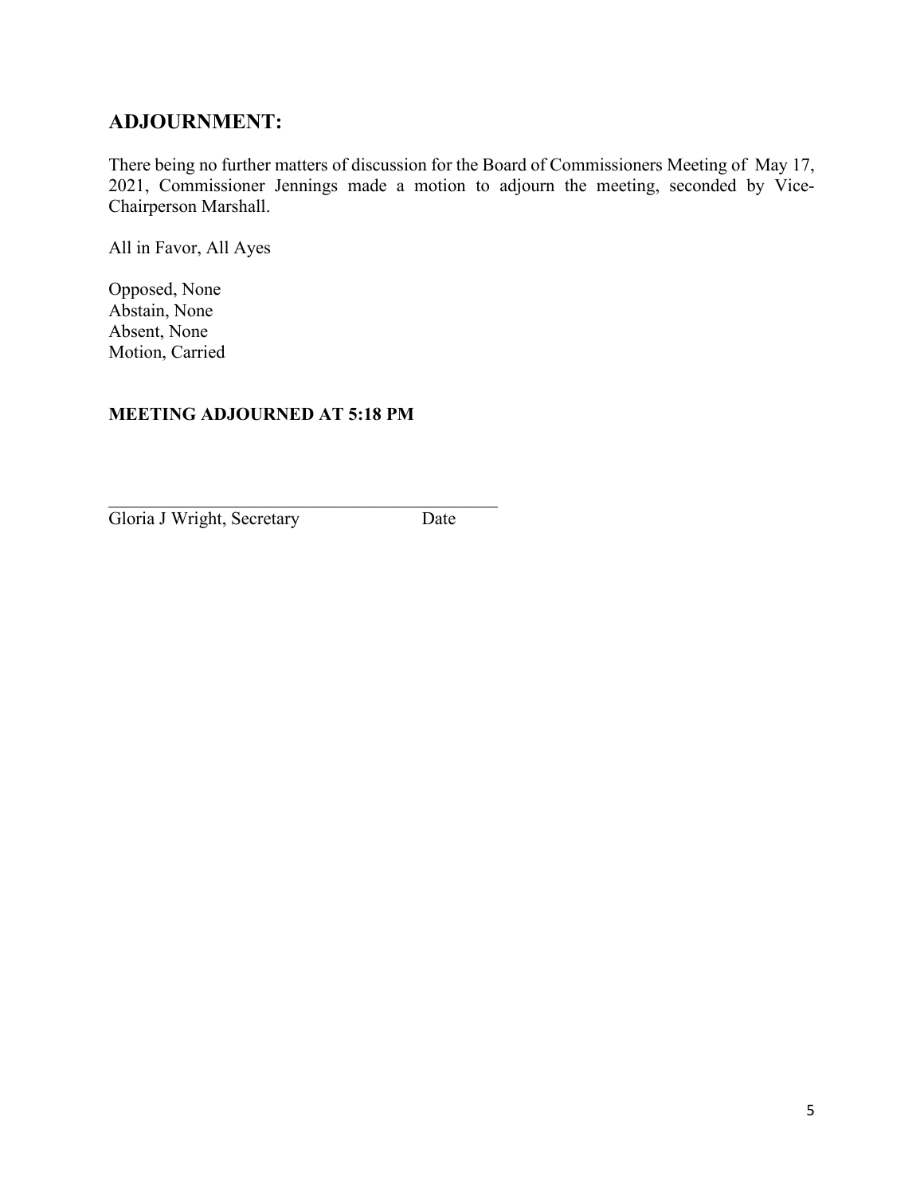## ADJOURNMENT:

There being no further matters of discussion for the Board of Commissioners Meeting of May 17, 2021, Commissioner Jennings made a motion to adjourn the meeting, seconded by Vice-Chairperson Marshall.

All in Favor, All Ayes

Opposed, None
Abstain, None
Absent, None
Motion, Carried

**MEETING ADJOURNED AT 5:18 PM**

\_\_\_\_\_\_\_\_\_\_\_\_\_\_\_\_\_\_\_\_\_\_\_\_\_\_\_\_\_\_\_\_\_\_\_\_\_\_\_\_\_\_\_\_
Gloria J Wright, Secretary Date